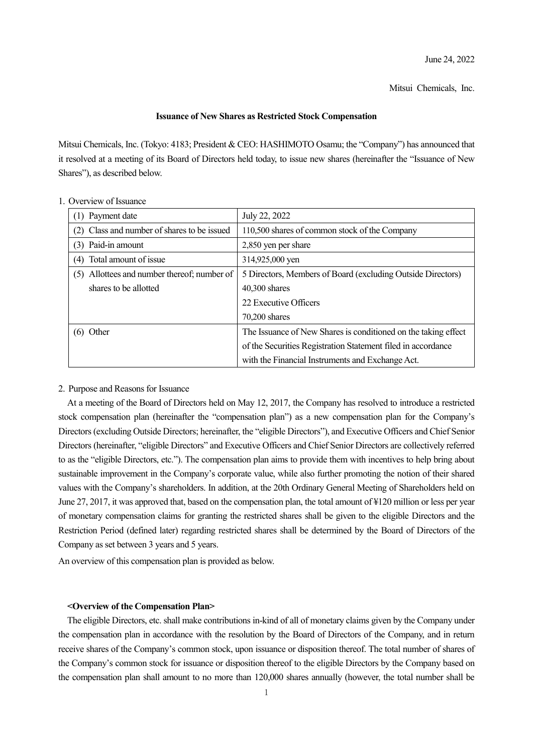June 24, 2022

Mitsui Chemicals, Inc.

**Issuance of New Shares as Restricted Stock Compensation**

Mitsui Chemicals, Inc. (Tokyo: 4183; President & CEO: HASHIMOTO Osamu; the "Company") has announced that it resolved at a meeting of its Board of Directors held today, to issue new shares (hereinafter the "Issuance of New Shares"), as described below.

1. Overview of Issuance

| | |
|---|---|
| (1) Payment date | July 22, 2022 |
| (2) Class and number of shares to be issued | 110,500 shares of common stock of the Company |
| (3) Paid-in amount | 2,850 yen per share |
| (4) Total amount of issue | 314,925,000 yen |
| (5) Allottees and number thereof; number of shares to be allotted | 5 Directors, Members of Board (excluding Outside Directors)<br>40,300 shares<br>22 Executive Officers<br>70,200 shares |
| (6) Other | The Issuance of New Shares is conditioned on the taking effect of the Securities Registration Statement filed in accordance with the Financial Instruments and Exchange Act. |

2. Purpose and Reasons for Issuance

At a meeting of the Board of Directors held on May 12, 2017, the Company has resolved to introduce a restricted stock compensation plan (hereinafter the "compensation plan") as a new compensation plan for the Company's Directors (excluding Outside Directors; hereinafter, the "eligible Directors"), and Executive Officers and Chief Senior Directors (hereinafter, "eligible Directors" and Executive Officers and Chief Senior Directors are collectively referred to as the "eligible Directors, etc."). The compensation plan aims to provide them with incentives to help bring about sustainable improvement in the Company's corporate value, while also further promoting the notion of their shared values with the Company's shareholders. In addition, at the 20th Ordinary General Meeting of Shareholders held on June 27, 2017, it was approved that, based on the compensation plan, the total amount of ¥120 million or less per year of monetary compensation claims for granting the restricted shares shall be given to the eligible Directors and the Restriction Period (defined later) regarding restricted shares shall be determined by the Board of Directors of the Company as set between 3 years and 5 years.

An overview of this compensation plan is provided as below.

**<Overview of the Compensation Plan>**

The eligible Directors, etc. shall make contributions in-kind of all of monetary claims given by the Company under the compensation plan in accordance with the resolution by the Board of Directors of the Company, and in return receive shares of the Company's common stock, upon issuance or disposition thereof. The total number of shares of the Company's common stock for issuance or disposition thereof to the eligible Directors by the Company based on the compensation plan shall amount to no more than 120,000 shares annually (however, the total number shall be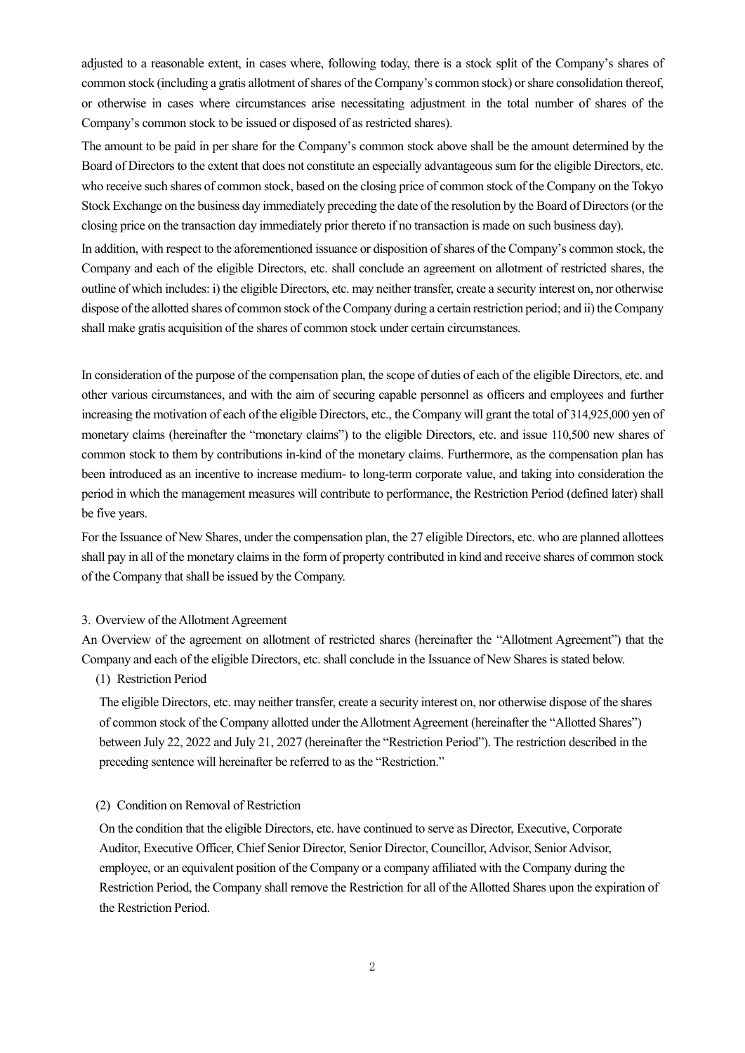adjusted to a reasonable extent, in cases where, following today, there is a stock split of the Company's shares of common stock (including a gratis allotment of shares of the Company's common stock) or share consolidation thereof, or otherwise in cases where circumstances arise necessitating adjustment in the total number of shares of the Company's common stock to be issued or disposed of as restricted shares).

The amount to be paid in per share for the Company's common stock above shall be the amount determined by the Board of Directors to the extent that does not constitute an especially advantageous sum for the eligible Directors, etc. who receive such shares of common stock, based on the closing price of common stock of the Company on the Tokyo Stock Exchange on the business day immediately preceding the date of the resolution by the Board of Directors (or the closing price on the transaction day immediately prior thereto if no transaction is made on such business day).

In addition, with respect to the aforementioned issuance or disposition of shares of the Company's common stock, the Company and each of the eligible Directors, etc. shall conclude an agreement on allotment of restricted shares, the outline of which includes: i) the eligible Directors, etc. may neither transfer, create a security interest on, nor otherwise dispose of the allotted shares of common stock of the Company during a certain restriction period; and ii) the Company shall make gratis acquisition of the shares of common stock under certain circumstances.

In consideration of the purpose of the compensation plan, the scope of duties of each of the eligible Directors, etc. and other various circumstances, and with the aim of securing capable personnel as officers and employees and further increasing the motivation of each of the eligible Directors, etc., the Company will grant the total of 314,925,000 yen of monetary claims (hereinafter the "monetary claims") to the eligible Directors, etc. and issue 110,500 new shares of common stock to them by contributions in-kind of the monetary claims. Furthermore, as the compensation plan has been introduced as an incentive to increase medium- to long-term corporate value, and taking into consideration the period in which the management measures will contribute to performance, the Restriction Period (defined later) shall be five years.

For the Issuance of New Shares, under the compensation plan, the 27 eligible Directors, etc. who are planned allottees shall pay in all of the monetary claims in the form of property contributed in kind and receive shares of common stock of the Company that shall be issued by the Company.

3. Overview of the Allotment Agreement

An Overview of the agreement on allotment of restricted shares (hereinafter the "Allotment Agreement") that the Company and each of the eligible Directors, etc. shall conclude in the Issuance of New Shares is stated below.

(1) Restriction Period

The eligible Directors, etc. may neither transfer, create a security interest on, nor otherwise dispose of the shares of common stock of the Company allotted under the Allotment Agreement (hereinafter the "Allotted Shares") between July 22, 2022 and July 21, 2027 (hereinafter the "Restriction Period"). The restriction described in the preceding sentence will hereinafter be referred to as the "Restriction."

(2) Condition on Removal of Restriction

On the condition that the eligible Directors, etc. have continued to serve as Director, Executive, Corporate Auditor, Executive Officer, Chief Senior Director, Senior Director, Councillor, Advisor, Senior Advisor, employee, or an equivalent position of the Company or a company affiliated with the Company during the Restriction Period, the Company shall remove the Restriction for all of the Allotted Shares upon the expiration of the Restriction Period.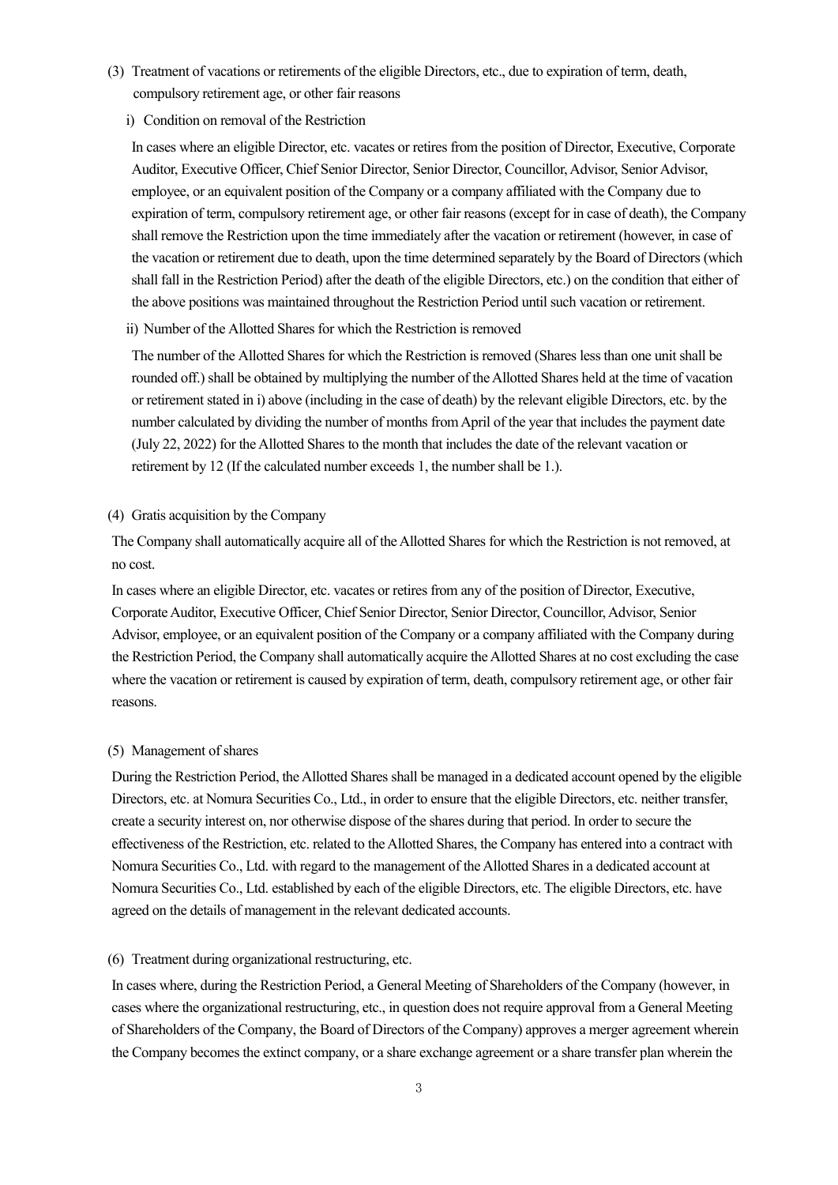(3) Treatment of vacations or retirements of the eligible Directors, etc., due to expiration of term, death, compulsory retirement age, or other fair reasons

i) Condition on removal of the Restriction

In cases where an eligible Director, etc. vacates or retires from the position of Director, Executive, Corporate Auditor, Executive Officer, Chief Senior Director, Senior Director, Councillor, Advisor, Senior Advisor, employee, or an equivalent position of the Company or a company affiliated with the Company due to expiration of term, compulsory retirement age, or other fair reasons (except for in case of death), the Company shall remove the Restriction upon the time immediately after the vacation or retirement (however, in case of the vacation or retirement due to death, upon the time determined separately by the Board of Directors (which shall fall in the Restriction Period) after the death of the eligible Directors, etc.) on the condition that either of the above positions was maintained throughout the Restriction Period until such vacation or retirement.

ii) Number of the Allotted Shares for which the Restriction is removed

The number of the Allotted Shares for which the Restriction is removed (Shares less than one unit shall be rounded off.) shall be obtained by multiplying the number of the Allotted Shares held at the time of vacation or retirement stated in i) above (including in the case of death) by the relevant eligible Directors, etc. by the number calculated by dividing the number of months from April of the year that includes the payment date (July 22, 2022) for the Allotted Shares to the month that includes the date of the relevant vacation or retirement by 12 (If the calculated number exceeds 1, the number shall be 1.).

(4) Gratis acquisition by the Company

The Company shall automatically acquire all of the Allotted Shares for which the Restriction is not removed, at no cost.

In cases where an eligible Director, etc. vacates or retires from any of the position of Director, Executive, Corporate Auditor, Executive Officer, Chief Senior Director, Senior Director, Councillor, Advisor, Senior Advisor, employee, or an equivalent position of the Company or a company affiliated with the Company during the Restriction Period, the Company shall automatically acquire the Allotted Shares at no cost excluding the case where the vacation or retirement is caused by expiration of term, death, compulsory retirement age, or other fair reasons.

(5) Management of shares

During the Restriction Period, the Allotted Shares shall be managed in a dedicated account opened by the eligible Directors, etc. at Nomura Securities Co., Ltd., in order to ensure that the eligible Directors, etc. neither transfer, create a security interest on, nor otherwise dispose of the shares during that period. In order to secure the effectiveness of the Restriction, etc. related to the Allotted Shares, the Company has entered into a contract with Nomura Securities Co., Ltd. with regard to the management of the Allotted Shares in a dedicated account at Nomura Securities Co., Ltd. established by each of the eligible Directors, etc. The eligible Directors, etc. have agreed on the details of management in the relevant dedicated accounts.

(6) Treatment during organizational restructuring, etc.

In cases where, during the Restriction Period, a General Meeting of Shareholders of the Company (however, in cases where the organizational restructuring, etc., in question does not require approval from a General Meeting of Shareholders of the Company, the Board of Directors of the Company) approves a merger agreement wherein the Company becomes the extinct company, or a share exchange agreement or a share transfer plan wherein the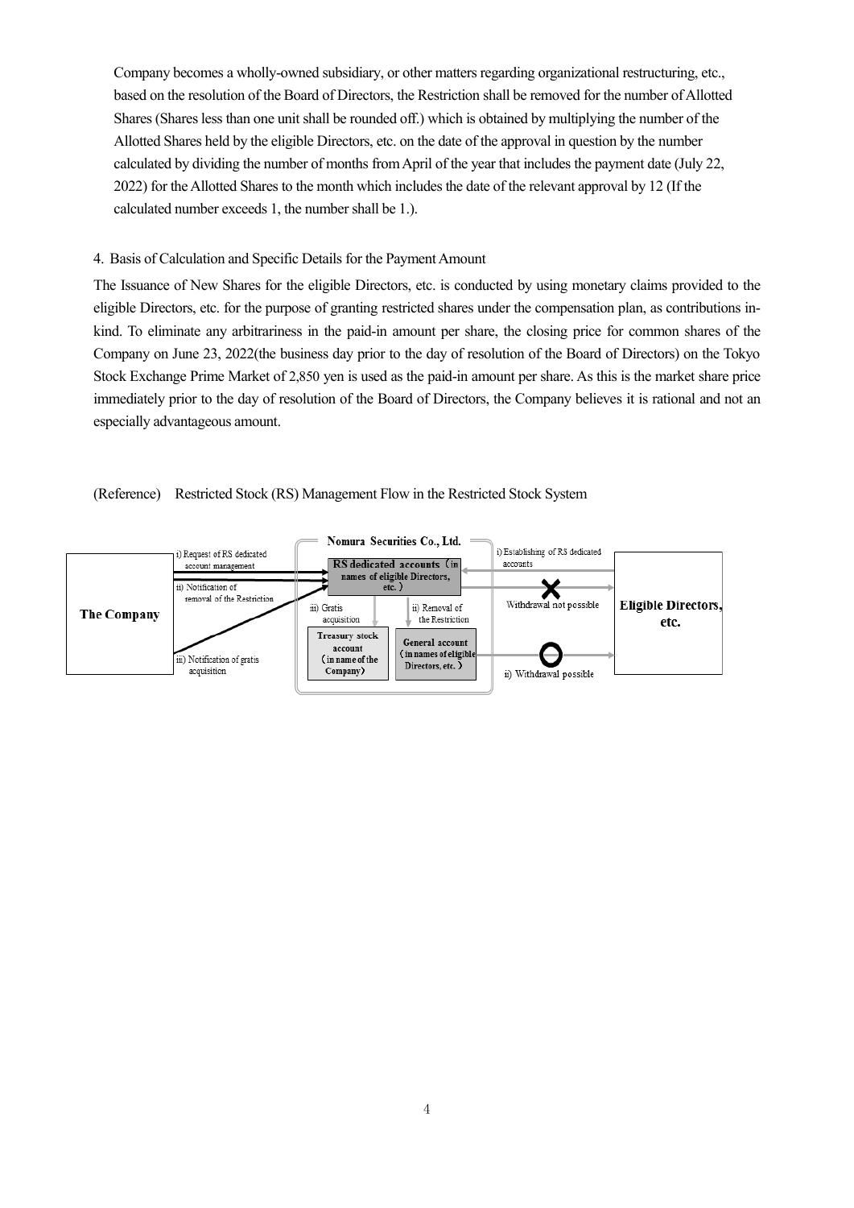Company becomes a wholly-owned subsidiary, or other matters regarding organizational restructuring, etc., based on the resolution of the Board of Directors, the Restriction shall be removed for the number of Allotted Shares (Shares less than one unit shall be rounded off.) which is obtained by multiplying the number of the Allotted Shares held by the eligible Directors, etc. on the date of the approval in question by the number calculated by dividing the number of months from April of the year that includes the payment date (July 22, 2022) for the Allotted Shares to the month which includes the date of the relevant approval by 12 (If the calculated number exceeds 1, the number shall be 1.).

4. Basis of Calculation and Specific Details for the Payment Amount

The Issuance of New Shares for the eligible Directors, etc. is conducted by using monetary claims provided to the eligible Directors, etc. for the purpose of granting restricted shares under the compensation plan, as contributions in-kind. To eliminate any arbitrariness in the paid-in amount per share, the closing price for common shares of the Company on June 23, 2022(the business day prior to the day of resolution of the Board of Directors) on the Tokyo Stock Exchange Prime Market of 2,850 yen is used as the paid-in amount per share. As this is the market share price immediately prior to the day of resolution of the Board of Directors, the Company believes it is rational and not an especially advantageous amount.

(Reference) Restricted Stock (RS) Management Flow in the Restricted Stock System

The Company

i) Request of RS dedicated account management

ii) Notification of removal of the Restriction

iii) Notification of gratis acquisition

Nomura Securities Co., Ltd.

RS dedicated accounts (in names of eligible Directors, etc.)

iii) Gratis acquisition

ii) Removal of the Restriction

Treasury stock account (in name of the Company)

General account (in names of eligible Directors, etc.)

i) Establishing of RS dedicated accounts

Withdrawal not possible

ii) Withdrawal possible

Eligible Directors, etc.